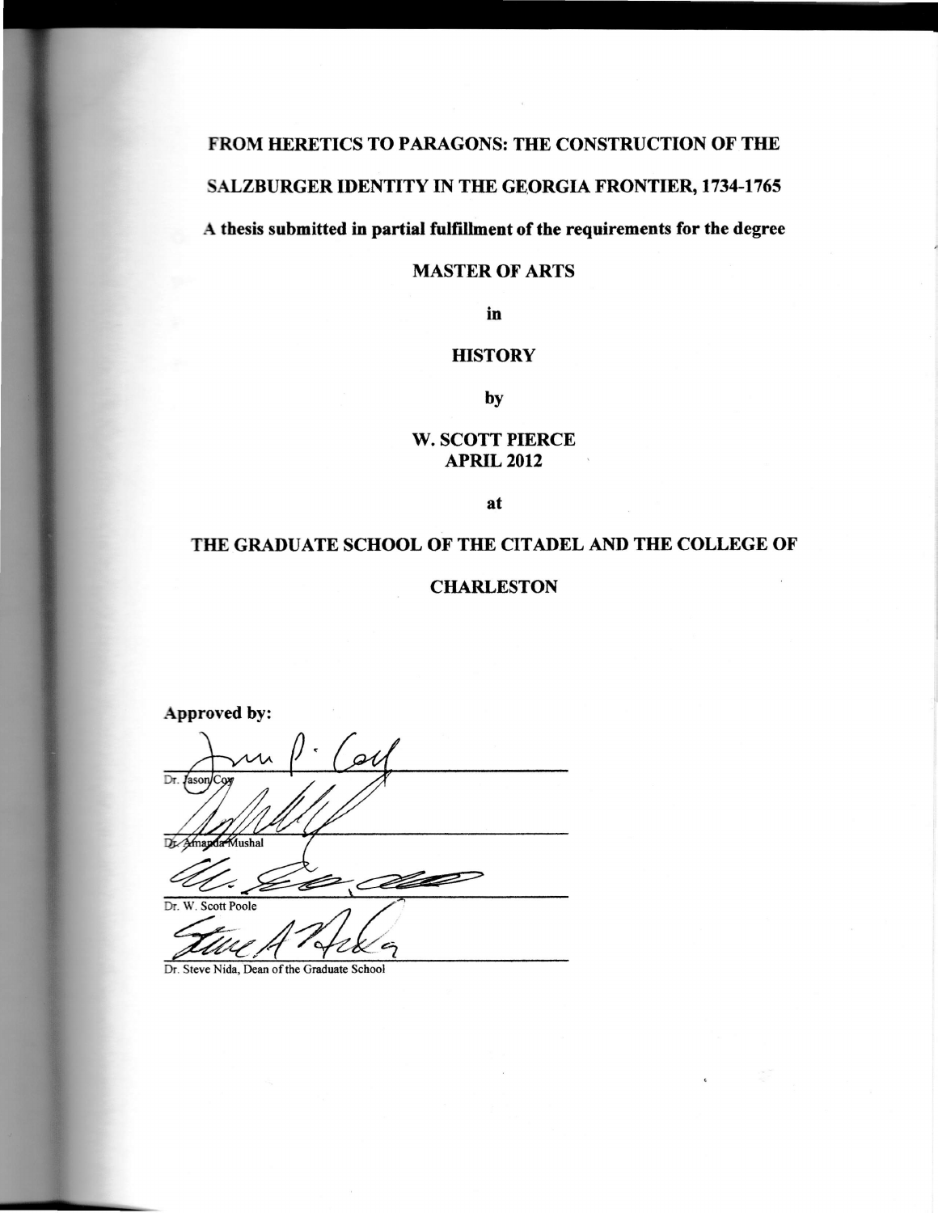# FROM HERETICS TO PARAGONS: THE CONSTRUCTION OF THE SALZBURGER IDENTITY IN THE GEORGIA FRONTIER, 1734-1765

**A thesis submitted in partial fulfillment of the requirements for the degree**

**MASTER OF ARTS**

**in**

**HISTORY**

**by**

**W. SCOTT PIERCE**
**APRIL 2012**

**at**

**THE GRADUATE SCHOOL OF THE CITADEL AND THE COLLEGE OF CHARLESTON**

**Approved by:**

Dr. Jason Coy

Dr. Amanda Mushal

Dr. W. Scott Poole

Dr. Steve Nida, Dean of the Graduate School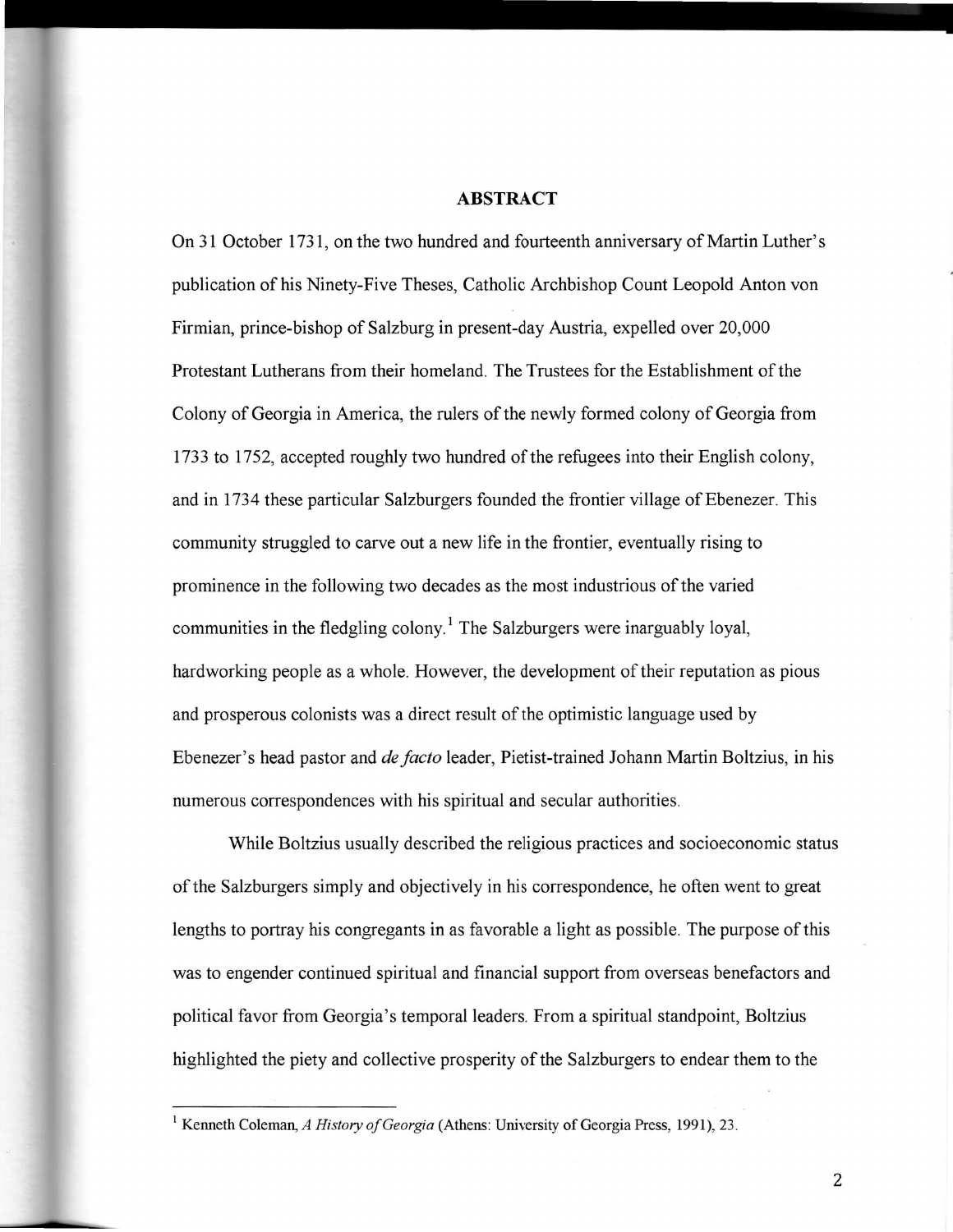## ABSTRACT

On 31 October 1731, on the two hundred and fourteenth anniversary of Martin Luther's publication of his Ninety-Five Theses, Catholic Archbishop Count Leopold Anton von Firmian, prince-bishop of Salzburg in present-day Austria, expelled over 20,000 Protestant Lutherans from their homeland. The Trustees for the Establishment of the Colony of Georgia in America, the rulers of the newly formed colony of Georgia from 1733 to 1752, accepted roughly two hundred of the refugees into their English colony, and in 1734 these particular Salzburgers founded the frontier village of Ebenezer. This community struggled to carve out a new life in the frontier, eventually rising to prominence in the following two decades as the most industrious of the varied communities in the fledgling colony.[1] The Salzburgers were inarguably loyal, hardworking people as a whole. However, the development of their reputation as pious and prosperous colonists was a direct result of the optimistic language used by Ebenezer's head pastor and *de facto* leader, Pietist-trained Johann Martin Boltzius, in his numerous correspondences with his spiritual and secular authorities.

While Boltzius usually described the religious practices and socioeconomic status of the Salzburgers simply and objectively in his correspondence, he often went to great lengths to portray his congregants in as favorable a light as possible. The purpose of this was to engender continued spiritual and financial support from overseas benefactors and political favor from Georgia's temporal leaders. From a spiritual standpoint, Boltzius highlighted the piety and collective prosperity of the Salzburgers to endear them to the

---

[1] Kenneth Coleman, *A History of Georgia* (Athens: University of Georgia Press, 1991), 23.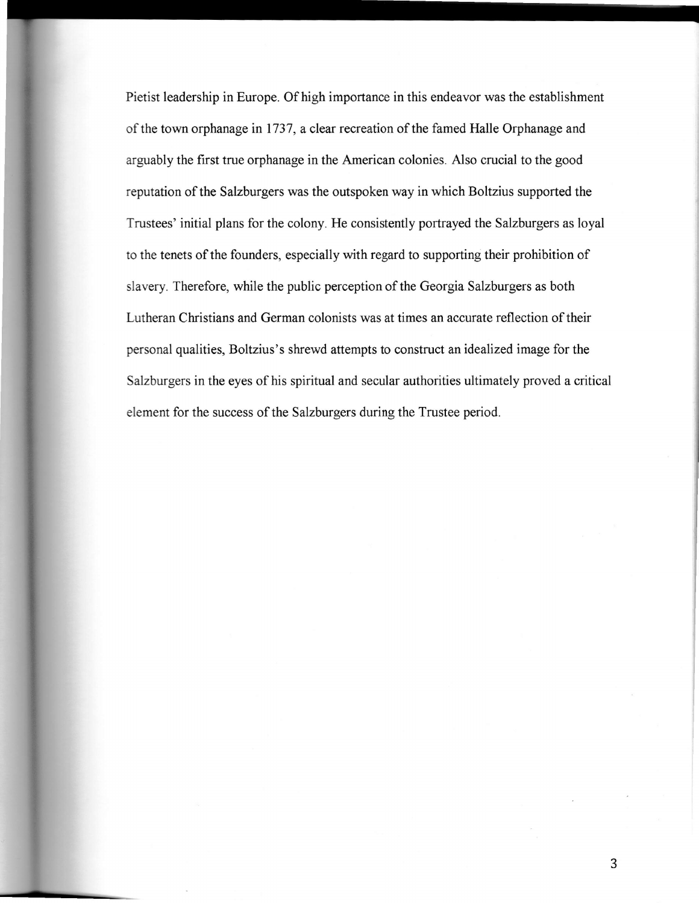Pietist leadership in Europe. Of high importance in this endeavor was the establishment of the town orphanage in 1737, a clear recreation of the famed Halle Orphanage and arguably the first true orphanage in the American colonies. Also crucial to the good reputation of the Salzburgers was the outspoken way in which Boltzius supported the Trustees' initial plans for the colony. He consistently portrayed the Salzburgers as loyal to the tenets of the founders, especially with regard to supporting their prohibition of slavery. Therefore, while the public perception of the Georgia Salzburgers as both Lutheran Christians and German colonists was at times an accurate reflection of their personal qualities, Boltzius's shrewd attempts to construct an idealized image for the Salzburgers in the eyes of his spiritual and secular authorities ultimately proved a critical element for the success of the Salzburgers during the Trustee period.